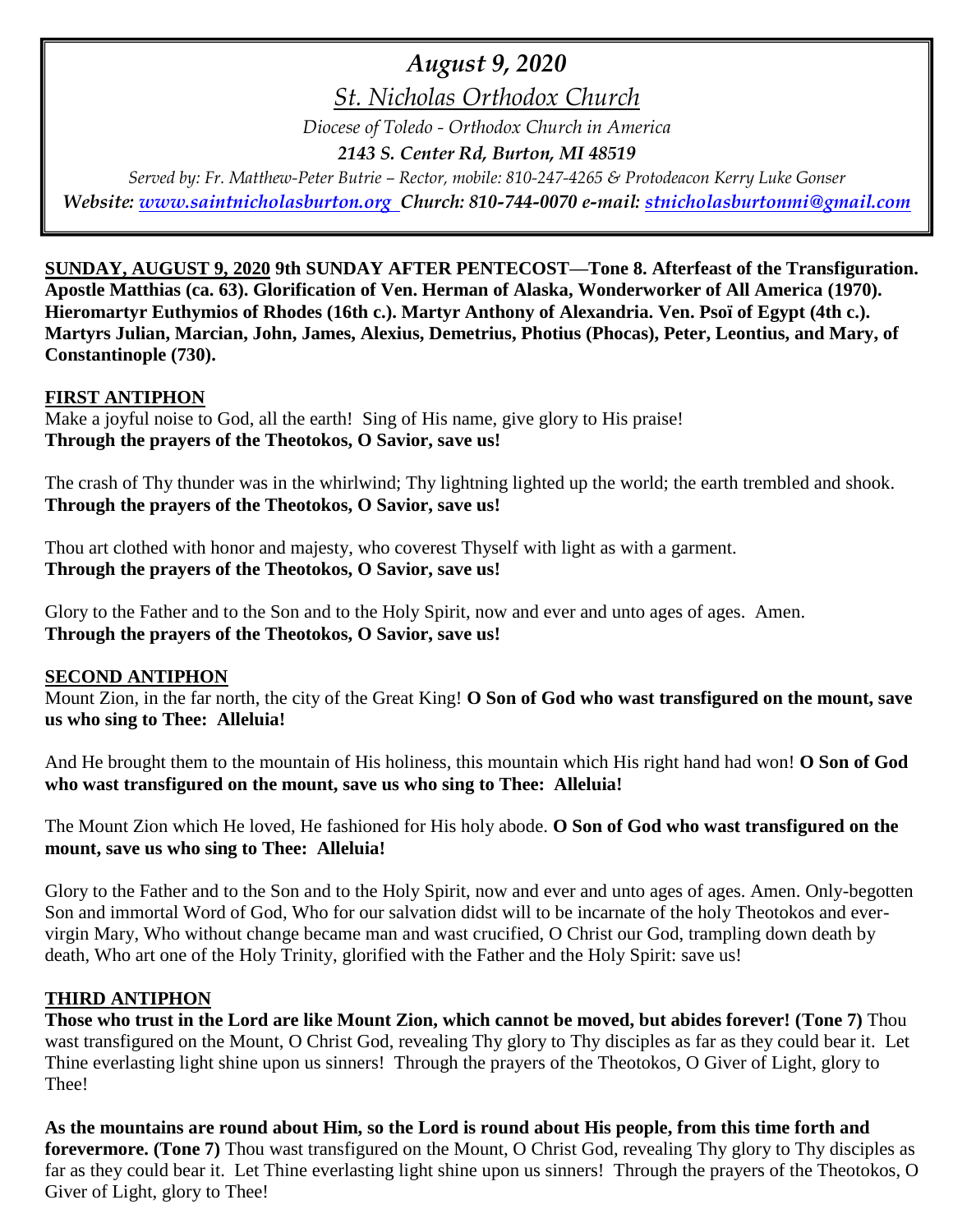# *August 9, 2020*

## *St. Nicholas Orthodox Church*

*Diocese of Toledo - Orthodox Church in America*

***2143 S. Center Rd, Burton, MI 48519***

*Served by: Fr. Matthew-Peter Butrie – Rector, mobile: 810-247-4265 & Protodeacon Kerry Luke Gonser*

***Website: www.saintnicholasburton.org Church: 810-744-0070 e-mail: stnicholasburtonmi@gmail.com***

**SUNDAY, AUGUST 9, 2020 9th SUNDAY AFTER PENTECOST—Tone 8. Afterfeast of the Transfiguration. Apostle Matthias (ca. 63). Glorification of Ven. Herman of Alaska, Wonderworker of All America (1970). Hieromartyr Euthymios of Rhodes (16th c.). Martyr Anthony of Alexandria. Ven. Psoï of Egypt (4th c.). Martyrs Julian, Marcian, John, James, Alexius, Demetrius, Photius (Phocas), Peter, Leontius, and Mary, of Constantinople (730).**

**FIRST ANTIPHON**

Make a joyful noise to God, all the earth! Sing of His name, give glory to His praise!
**Through the prayers of the Theotokos, O Savior, save us!**

The crash of Thy thunder was in the whirlwind; Thy lightning lighted up the world; the earth trembled and shook.
**Through the prayers of the Theotokos, O Savior, save us!**

Thou art clothed with honor and majesty, who coverest Thyself with light as with a garment.
**Through the prayers of the Theotokos, O Savior, save us!**

Glory to the Father and to the Son and to the Holy Spirit, now and ever and unto ages of ages. Amen.
**Through the prayers of the Theotokos, O Savior, save us!**

**SECOND ANTIPHON**

Mount Zion, in the far north, the city of the Great King! **O Son of God who wast transfigured on the mount, save us who sing to Thee: Alleluia!**

And He brought them to the mountain of His holiness, this mountain which His right hand had won! **O Son of God who wast transfigured on the mount, save us who sing to Thee: Alleluia!**

The Mount Zion which He loved, He fashioned for His holy abode. **O Son of God who wast transfigured on the mount, save us who sing to Thee: Alleluia!**

Glory to the Father and to the Son and to the Holy Spirit, now and ever and unto ages of ages. Amen. Only-begotten Son and immortal Word of God, Who for our salvation didst will to be incarnate of the holy Theotokos and ever-virgin Mary, Who without change became man and wast crucified, O Christ our God, trampling down death by death, Who art one of the Holy Trinity, glorified with the Father and the Holy Spirit: save us!

**THIRD ANTIPHON**

**Those who trust in the Lord are like Mount Zion, which cannot be moved, but abides forever! (Tone 7)** Thou wast transfigured on the Mount, O Christ God, revealing Thy glory to Thy disciples as far as they could bear it. Let Thine everlasting light shine upon us sinners! Through the prayers of the Theotokos, O Giver of Light, glory to Thee!

**As the mountains are round about Him, so the Lord is round about His people, from this time forth and forevermore. (Tone 7)** Thou wast transfigured on the Mount, O Christ God, revealing Thy glory to Thy disciples as far as they could bear it. Let Thine everlasting light shine upon us sinners! Through the prayers of the Theotokos, O Giver of Light, glory to Thee!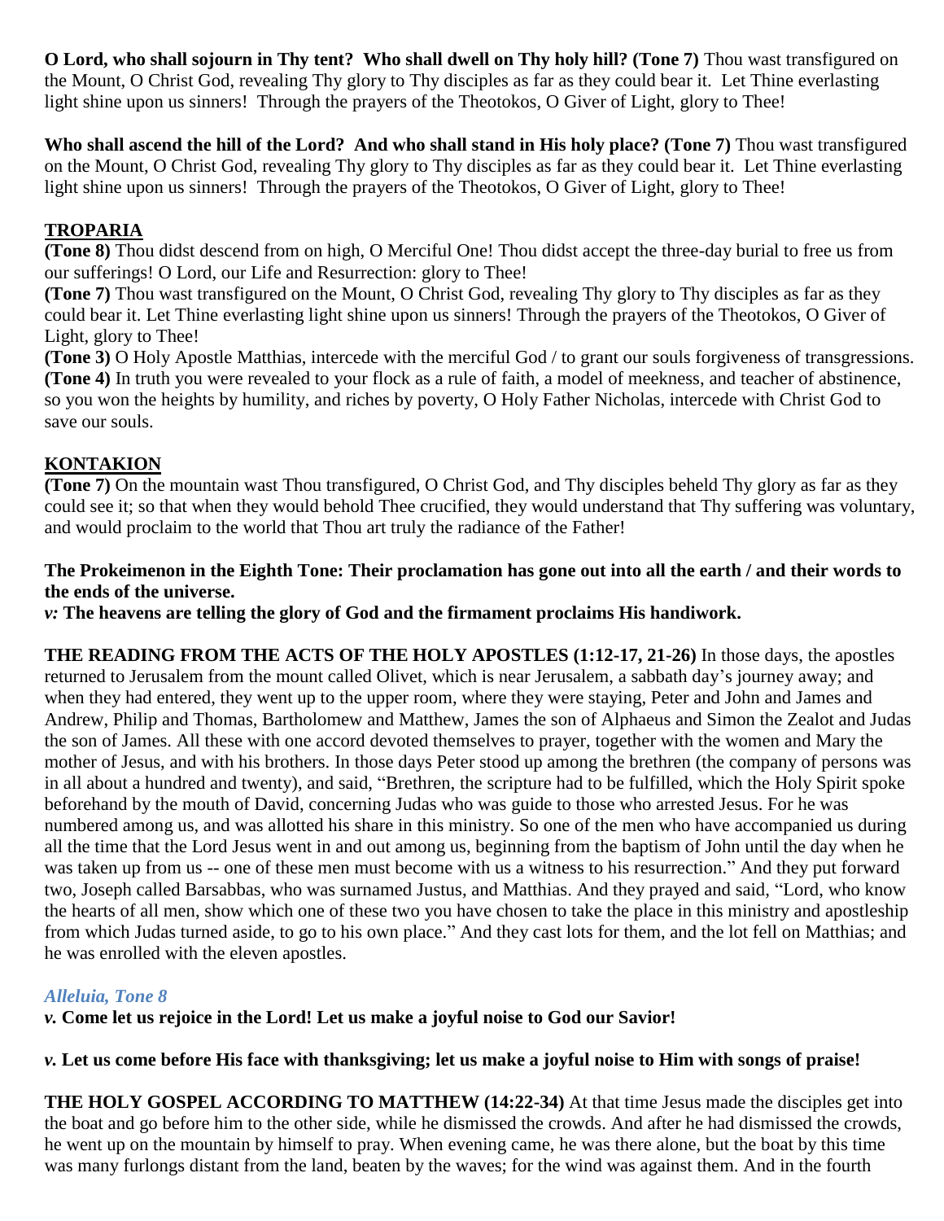**O Lord, who shall sojourn in Thy tent? Who shall dwell on Thy holy hill? (Tone 7)** Thou wast transfigured on the Mount, O Christ God, revealing Thy glory to Thy disciples as far as they could bear it. Let Thine everlasting light shine upon us sinners! Through the prayers of the Theotokos, O Giver of Light, glory to Thee!

**Who shall ascend the hill of the Lord? And who shall stand in His holy place? (Tone 7)** Thou wast transfigured on the Mount, O Christ God, revealing Thy glory to Thy disciples as far as they could bear it. Let Thine everlasting light shine upon us sinners! Through the prayers of the Theotokos, O Giver of Light, glory to Thee!

## TROPARIA

**(Tone 8)** Thou didst descend from on high, O Merciful One! Thou didst accept the three-day burial to free us from our sufferings! O Lord, our Life and Resurrection: glory to Thee!

**(Tone 7)** Thou wast transfigured on the Mount, O Christ God, revealing Thy glory to Thy disciples as far as they could bear it. Let Thine everlasting light shine upon us sinners! Through the prayers of the Theotokos, O Giver of Light, glory to Thee!

**(Tone 3)** O Holy Apostle Matthias, intercede with the merciful God / to grant our souls forgiveness of transgressions.

**(Tone 4)** In truth you were revealed to your flock as a rule of faith, a model of meekness, and teacher of abstinence, so you won the heights by humility, and riches by poverty, O Holy Father Nicholas, intercede with Christ God to save our souls.

## KONTAKION

**(Tone 7)** On the mountain wast Thou transfigured, O Christ God, and Thy disciples beheld Thy glory as far as they could see it; so that when they would behold Thee crucified, they would understand that Thy suffering was voluntary, and would proclaim to the world that Thou art truly the radiance of the Father!

**The Prokeimenon in the Eighth Tone: Their proclamation has gone out into all the earth / and their words to the ends of the universe.**

***v:*** **The heavens are telling the glory of God and the firmament proclaims His handiwork.**

**THE READING FROM THE ACTS OF THE HOLY APOSTLES (1:12-17, 21-26)** In those days, the apostles returned to Jerusalem from the mount called Olivet, which is near Jerusalem, a sabbath day's journey away; and when they had entered, they went up to the upper room, where they were staying, Peter and John and James and Andrew, Philip and Thomas, Bartholomew and Matthew, James the son of Alphaeus and Simon the Zealot and Judas the son of James. All these with one accord devoted themselves to prayer, together with the women and Mary the mother of Jesus, and with his brothers. In those days Peter stood up among the brethren (the company of persons was in all about a hundred and twenty), and said, "Brethren, the scripture had to be fulfilled, which the Holy Spirit spoke beforehand by the mouth of David, concerning Judas who was guide to those who arrested Jesus. For he was numbered among us, and was allotted his share in this ministry. So one of the men who have accompanied us during all the time that the Lord Jesus went in and out among us, beginning from the baptism of John until the day when he was taken up from us -- one of these men must become with us a witness to his resurrection." And they put forward two, Joseph called Barsabbas, who was surnamed Justus, and Matthias. And they prayed and said, "Lord, who know the hearts of all men, show which one of these two you have chosen to take the place in this ministry and apostleship from which Judas turned aside, to go to his own place." And they cast lots for them, and the lot fell on Matthias; and he was enrolled with the eleven apostles.

### *Alleluia, Tone 8*

***v.*** **Come let us rejoice in the Lord! Let us make a joyful noise to God our Savior!**

***v.*** **Let us come before His face with thanksgiving; let us make a joyful noise to Him with songs of praise!**

**THE HOLY GOSPEL ACCORDING TO MATTHEW (14:22-34)** At that time Jesus made the disciples get into the boat and go before him to the other side, while he dismissed the crowds. And after he had dismissed the crowds, he went up on the mountain by himself to pray. When evening came, he was there alone, but the boat by this time was many furlongs distant from the land, beaten by the waves; for the wind was against them. And in the fourth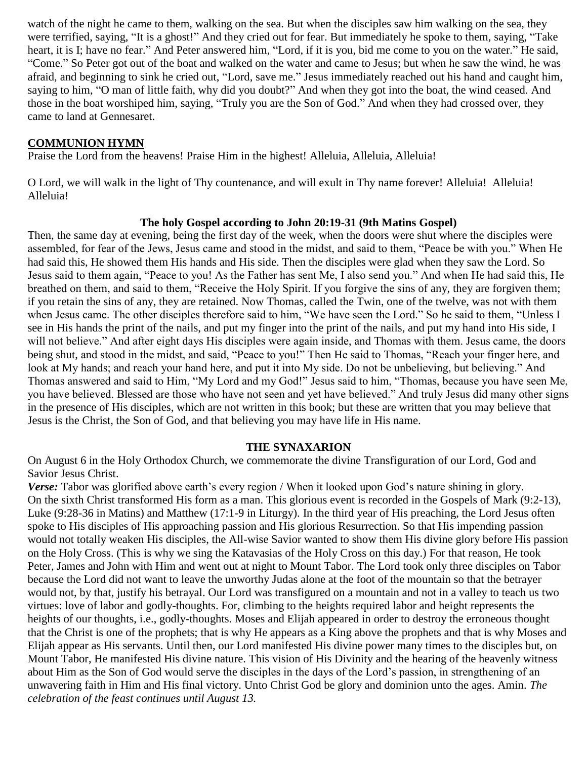watch of the night he came to them, walking on the sea. But when the disciples saw him walking on the sea, they were terrified, saying, "It is a ghost!" And they cried out for fear. But immediately he spoke to them, saying, "Take heart, it is I; have no fear." And Peter answered him, "Lord, if it is you, bid me come to you on the water." He said, "Come." So Peter got out of the boat and walked on the water and came to Jesus; but when he saw the wind, he was afraid, and beginning to sink he cried out, "Lord, save me." Jesus immediately reached out his hand and caught him, saying to him, "O man of little faith, why did you doubt?" And when they got into the boat, the wind ceased. And those in the boat worshiped him, saying, "Truly you are the Son of God." And when they had crossed over, they came to land at Gennesaret.

## COMMUNION HYMN

Praise the Lord from the heavens! Praise Him in the highest! Alleluia, Alleluia, Alleluia!

O Lord, we will walk in the light of Thy countenance, and will exult in Thy name forever! Alleluia! Alleluia! Alleluia!

### The holy Gospel according to John 20:19-31 (9th Matins Gospel)

Then, the same day at evening, being the first day of the week, when the doors were shut where the disciples were assembled, for fear of the Jews, Jesus came and stood in the midst, and said to them, "Peace be with you." When He had said this, He showed them His hands and His side. Then the disciples were glad when they saw the Lord. So Jesus said to them again, "Peace to you! As the Father has sent Me, I also send you." And when He had said this, He breathed on them, and said to them, "Receive the Holy Spirit. If you forgive the sins of any, they are forgiven them; if you retain the sins of any, they are retained. Now Thomas, called the Twin, one of the twelve, was not with them when Jesus came. The other disciples therefore said to him, "We have seen the Lord." So he said to them, "Unless I see in His hands the print of the nails, and put my finger into the print of the nails, and put my hand into His side, I will not believe." And after eight days His disciples were again inside, and Thomas with them. Jesus came, the doors being shut, and stood in the midst, and said, "Peace to you!" Then He said to Thomas, "Reach your finger here, and look at My hands; and reach your hand here, and put it into My side. Do not be unbelieving, but believing." And Thomas answered and said to Him, "My Lord and my God!" Jesus said to him, "Thomas, because you have seen Me, you have believed. Blessed are those who have not seen and yet have believed." And truly Jesus did many other signs in the presence of His disciples, which are not written in this book; but these are written that you may believe that Jesus is the Christ, the Son of God, and that believing you may have life in His name.

### THE SYNAXARION

On August 6 in the Holy Orthodox Church, we commemorate the divine Transfiguration of our Lord, God and Savior Jesus Christ.

***Verse:*** Tabor was glorified above earth's every region / When it looked upon God's nature shining in glory.
On the sixth Christ transformed His form as a man. This glorious event is recorded in the Gospels of Mark (9:2-13), Luke (9:28-36 in Matins) and Matthew (17:1-9 in Liturgy). In the third year of His preaching, the Lord Jesus often spoke to His disciples of His approaching passion and His glorious Resurrection. So that His impending passion would not totally weaken His disciples, the All-wise Savior wanted to show them His divine glory before His passion on the Holy Cross. (This is why we sing the Katavasias of the Holy Cross on this day.) For that reason, He took Peter, James and John with Him and went out at night to Mount Tabor. The Lord took only three disciples on Tabor because the Lord did not want to leave the unworthy Judas alone at the foot of the mountain so that the betrayer would not, by that, justify his betrayal. Our Lord was transfigured on a mountain and not in a valley to teach us two virtues: love of labor and godly-thoughts. For, climbing to the heights required labor and height represents the heights of our thoughts, i.e., godly-thoughts. Moses and Elijah appeared in order to destroy the erroneous thought that the Christ is one of the prophets; that is why He appears as a King above the prophets and that is why Moses and Elijah appear as His servants. Until then, our Lord manifested His divine power many times to the disciples but, on Mount Tabor, He manifested His divine nature. This vision of His Divinity and the hearing of the heavenly witness about Him as the Son of God would serve the disciples in the days of the Lord's passion, in strengthening of an unwavering faith in Him and His final victory. Unto Christ God be glory and dominion unto the ages. Amin. *The celebration of the feast continues until August 13.*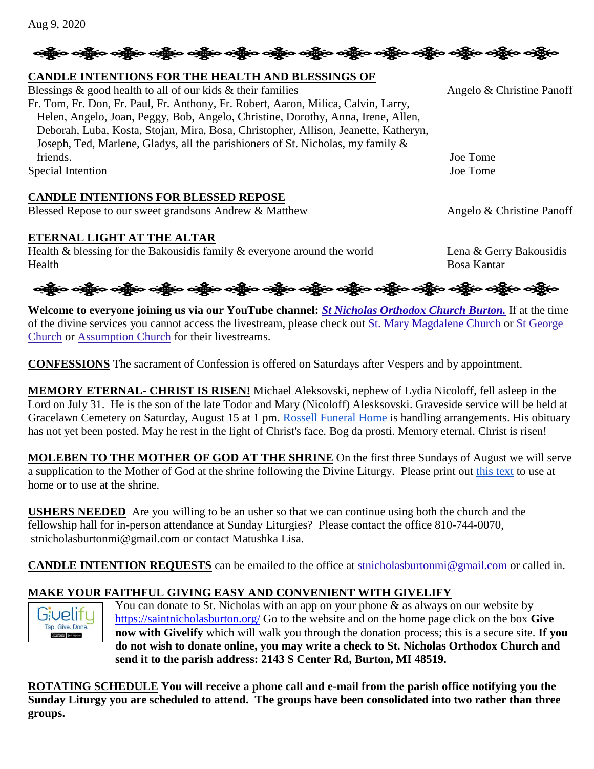Aug 9, 2020

**CANDLE INTENTIONS FOR THE HEALTH AND BLESSINGS OF**

| | |
|---|---|
| Blessings & good health to all of our kids & their families | Angelo & Christine Panoff |
| Fr. Tom, Fr. Don, Fr. Paul, Fr. Anthony, Fr. Robert, Aaron, Milica, Calvin, Larry, Helen, Angelo, Joan, Peggy, Bob, Angelo, Christine, Dorothy, Anna, Irene, Allen, Deborah, Luba, Kosta, Stojan, Mira, Bosa, Christopher, Allison, Jeanette, Katheryn, Joseph, Ted, Marlene, Gladys, all the parishioners of St. Nicholas, my family & friends. | Joe Tome |
| Special Intention | Joe Tome |

**CANDLE INTENTIONS FOR BLESSED REPOSE**

| | |
|---|---|
| Blessed Repose to our sweet grandsons Andrew & Matthew | Angelo & Christine Panoff |

**ETERNAL LIGHT AT THE ALTAR**

| | |
|---|---|
| Health & blessing for the Bakousidis family & everyone around the world | Lena & Gerry Bakousidis |
| Health | Bosa Kantar |

**Welcome to everyone joining us via our YouTube channel:** ***St Nicholas Orthodox Church Burton.*** If at the time of the divine services you cannot access the livestream, please check out St. Mary Magdalene Church or St George Church or Assumption Church for their livestreams.

**CONFESSIONS** The sacrament of Confession is offered on Saturdays after Vespers and by appointment.

**MEMORY ETERNAL- CHRIST IS RISEN!** Michael Aleksovski, nephew of Lydia Nicoloff, fell asleep in the Lord on July 31. He is the son of the late Todor and Mary (Nicoloff) Alesksovski. Graveside service will be held at Gracelawn Cemetery on Saturday, August 15 at 1 pm. Rossell Funeral Home is handling arrangements. His obituary has not yet been posted. May he rest in the light of Christ's face. Bog da prosti. Memory eternal. Christ is risen!

**MOLEBEN TO THE MOTHER OF GOD AT THE SHRINE** On the first three Sundays of August we will serve a supplication to the Mother of God at the shrine following the Divine Liturgy. Please print out this text to use at home or to use at the shrine.

**USHERS NEEDED** Are you willing to be an usher so that we can continue using both the church and the fellowship hall for in-person attendance at Sunday Liturgies? Please contact the office 810-744-0070, stnicholasburtonmi@gmail.com or contact Matushka Lisa.

**CANDLE INTENTION REQUESTS** can be emailed to the office at stnicholasburtonmi@gmail.com or called in.

**MAKE YOUR FAITHFUL GIVING EASY AND CONVENIENT WITH GIVELIFY**

You can donate to St. Nicholas with an app on your phone & as always on our website by https://saintnicholasburton.org/ Go to the website and on the home page click on the box **Give now with Givelify** which will walk you through the donation process; this is a secure site. **If you do not wish to donate online, you may write a check to St. Nicholas Orthodox Church and send it to the parish address: 2143 S Center Rd, Burton, MI 48519.**

**ROTATING SCHEDULE You will receive a phone call and e-mail from the parish office notifying you the Sunday Liturgy you are scheduled to attend. The groups have been consolidated into two rather than three groups.**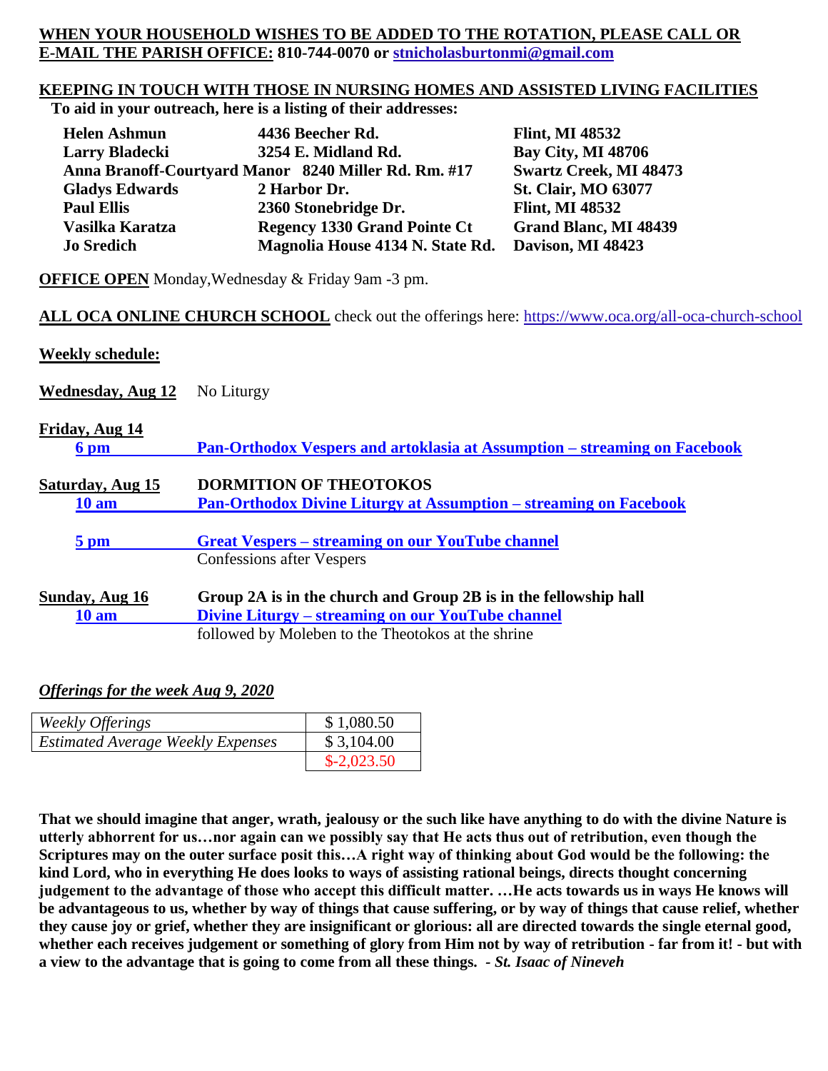**WHEN YOUR HOUSEHOLD WISHES TO BE ADDED TO THE ROTATION, PLEASE CALL OR E-MAIL THE PARISH OFFICE: 810-744-0070 or stnicholasburtonmi@gmail.com**

**KEEPING IN TOUCH WITH THOSE IN NURSING HOMES AND ASSISTED LIVING FACILITIES**

**To aid in your outreach, here is a listing of their addresses:**

| | | |
|---|---|---|
| **Helen Ashmun** | **4436 Beecher Rd.** | **Flint, MI 48532** |
| **Larry Bladecki** | **3254 E. Midland Rd.** | **Bay City, MI 48706** |
| **Anna Branoff-Courtyard Manor** | **8240 Miller Rd. Rm. #17** | **Swartz Creek, MI 48473** |
| **Gladys Edwards** | **2 Harbor Dr.** | **St. Clair, MO 63077** |
| **Paul Ellis** | **2360 Stonebridge Dr.** | **Flint, MI 48532** |
| **Vasilka Karatza** | **Regency 1330 Grand Pointe Ct** | **Grand Blanc, MI 48439** |
| **Jo Sredich** | **Magnolia House 4134 N. State Rd.** | **Davison, MI 48423** |

**OFFICE OPEN** Monday,Wednesday & Friday 9am -3 pm.

**ALL OCA ONLINE CHURCH SCHOOL** check out the offerings here: https://www.oca.org/all-oca-church-school

**Weekly schedule:**

**Wednesday, Aug 12** No Liturgy

**Friday, Aug 14**

**6 pm** **Pan-Orthodox Vespers and artoklasia at Assumption – streaming on Facebook**

**Saturday, Aug 15** **DORMITION OF THEOTOKOS**

**10 am** **Pan-Orthodox Divine Liturgy at Assumption – streaming on Facebook**

**5 pm** **Great Vespers – streaming on our YouTube channel**
Confessions after Vespers

**Sunday, Aug 16** **Group 2A is in the church and Group 2B is in the fellowship hall**

**10 am** **Divine Liturgy – streaming on our YouTube channel**
followed by Moleben to the Theotokos at the shrine

***Offerings for the week Aug 9, 2020***

| | |
|---|---|
| *Weekly Offerings* | $ 1,080.50 |
| *Estimated Average Weekly Expenses* | $ 3,104.00 |
| | $-2,023.50 |

**That we should imagine that anger, wrath, jealousy or the such like have anything to do with the divine Nature is utterly abhorrent for us…nor again can we possibly say that He acts thus out of retribution, even though the Scriptures may on the outer surface posit this…A right way of thinking about God would be the following: the kind Lord, who in everything He does looks to ways of assisting rational beings, directs thought concerning judgement to the advantage of those who accept this difficult matter. …He acts towards us in ways He knows will be advantageous to us, whether by way of things that cause suffering, or by way of things that cause relief, whether they cause joy or grief, whether they are insignificant or glorious: all are directed towards the single eternal good, whether each receives judgement or something of glory from Him not by way of retribution - far from it! - but with a view to the advantage that is going to come from all these things. *- St. Isaac of Nineveh***